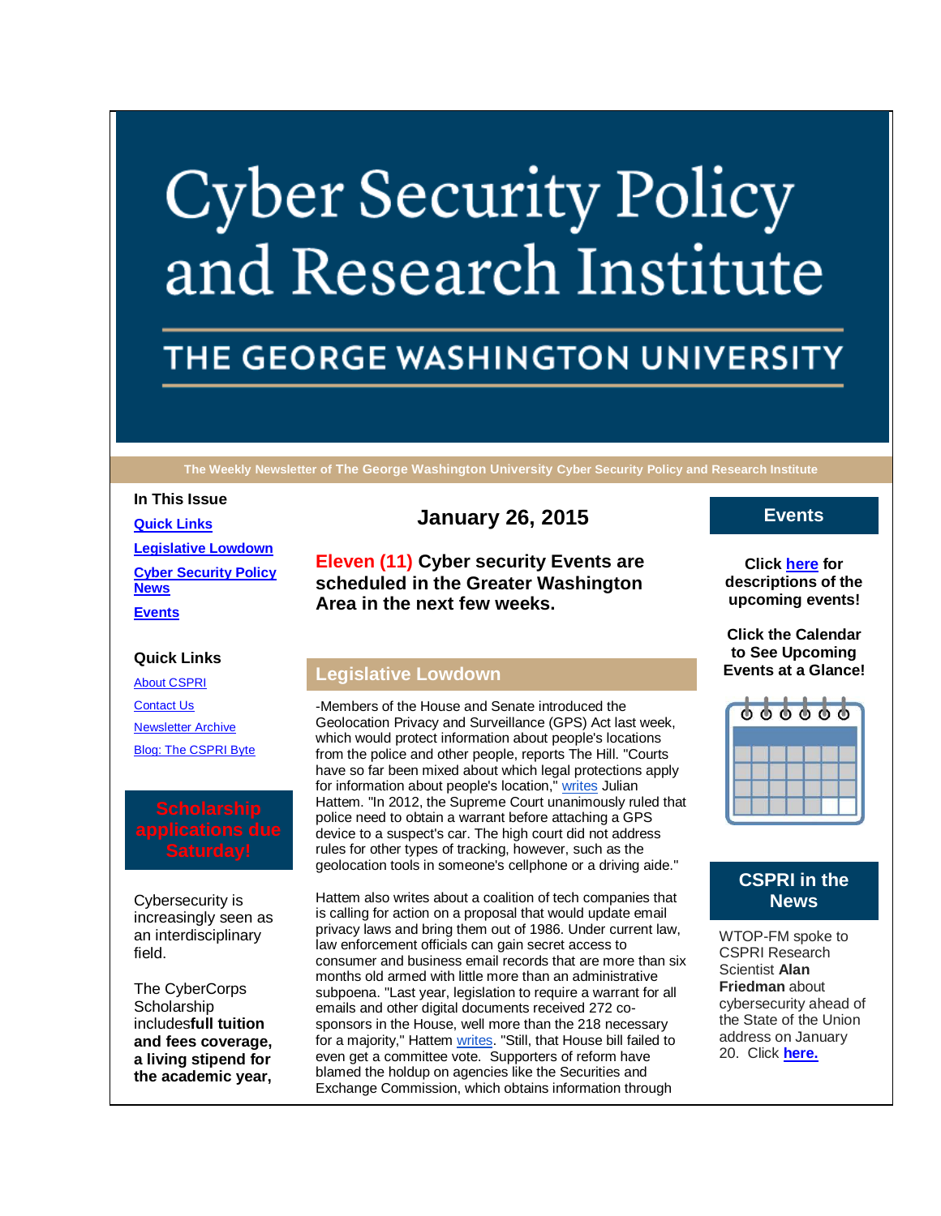# Cyber Security Policy and Research Institute

## THE GEORGE WASHINGTON UNIVERSITY

**The Weekly Newsletter of The George Washington University Cyber Security Policy and Research Institute**

**In This Issue**

- **Quick Links**
- **Legislative Lowdown**
- **Cyber Security Policy News**
- **Events**

**Quick Links**

- About CSPRI
- Contact Us
- Newsletter Archive
- Blog: The CSPRI Byte

**Scholarship applications due Saturday!**

Cybersecurity is increasingly seen as an interdisciplinary field.

The CyberCorps Scholarship includes**full tuition and fees coverage, a living stipend for the academic year,**

## January 26, 2015

**Eleven (11) Cyber security Events are scheduled in the Greater Washington Area in the next few weeks.**

## Legislative Lowdown

-Members of the House and Senate introduced the Geolocation Privacy and Surveillance (GPS) Act last week, which would protect information about people's locations from the police and other people, reports The Hill. "Courts have so far been mixed about which legal protections apply for information about people's location," writes Julian Hattem. "In 2012, the Supreme Court unanimously ruled that police need to obtain a warrant before attaching a GPS device to a suspect's car. The high court did not address rules for other types of tracking, however, such as the geolocation tools in someone's cellphone or a driving aide."

Hattem also writes about a coalition of tech companies that is calling for action on a proposal that would update email privacy laws and bring them out of 1986. Under current law, law enforcement officials can gain secret access to consumer and business email records that are more than six months old armed with little more than an administrative subpoena. "Last year, legislation to require a warrant for all emails and other digital documents received 272 co-sponsors in the House, well more than the 218 necessary for a majority," Hattem writes. "Still, that House bill failed to even get a committee vote. Supporters of reform have blamed the holdup on agencies like the Securities and Exchange Commission, which obtains information through

## Events

**Click here for descriptions of the upcoming events!**

**Click the Calendar to See Upcoming Events at a Glance!**

## CSPRI in the News

WTOP-FM spoke to CSPRI Research Scientist **Alan Friedman** about cybersecurity ahead of the State of the Union address on January 20. Click **here.**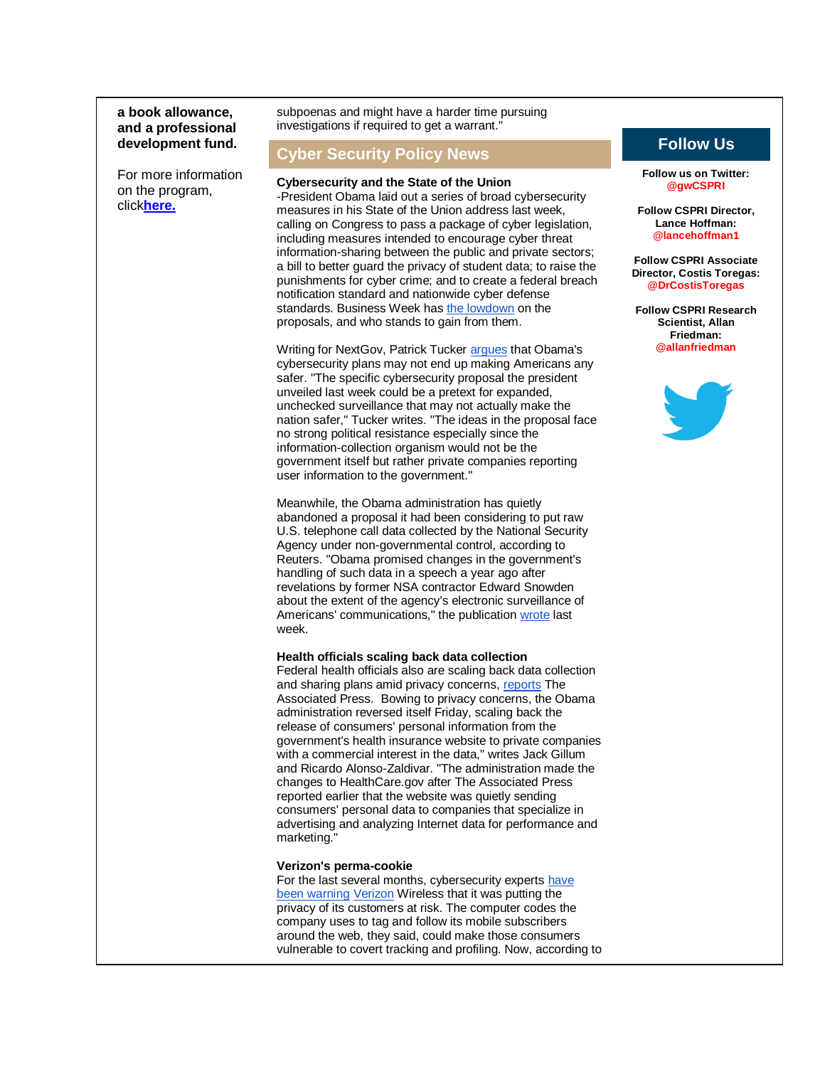**a book allowance, and a professional development fund.**

For more information on the program, click**here.**

subpoenas and might have a harder time pursuing investigations if required to get a warrant."

## Cyber Security Policy News

**Cybersecurity and the State of the Union**
-President Obama laid out a series of broad cybersecurity measures in his State of the Union address last week, calling on Congress to pass a package of cyber legislation, including measures intended to encourage cyber threat information-sharing between the public and private sectors; a bill to better guard the privacy of student data; to raise the punishments for cyber crime; and to create a federal breach notification standard and nationwide cyber defense standards. Business Week has the lowdown on the proposals, and who stands to gain from them.

Writing for NextGov, Patrick Tucker argues that Obama's cybersecurity plans may not end up making Americans any safer. "The specific cybersecurity proposal the president unveiled last week could be a pretext for expanded, unchecked surveillance that may not actually make the nation safer," Tucker writes. "The ideas in the proposal face no strong political resistance especially since the information-collection organism would not be the government itself but rather private companies reporting user information to the government."

Meanwhile, the Obama administration has quietly abandoned a proposal it had been considering to put raw U.S. telephone call data collected by the National Security Agency under non-governmental control, according to Reuters. "Obama promised changes in the government's handling of such data in a speech a year ago after revelations by former NSA contractor Edward Snowden about the extent of the agency's electronic surveillance of Americans' communications," the publication wrote last week.

**Health officials scaling back data collection**
Federal health officials also are scaling back data collection and sharing plans amid privacy concerns, reports The Associated Press. Bowing to privacy concerns, the Obama administration reversed itself Friday, scaling back the release of consumers' personal information from the government's health insurance website to private companies with a commercial interest in the data," writes Jack Gillum and Ricardo Alonso-Zaldivar. "The administration made the changes to HealthCare.gov after The Associated Press reported earlier that the website was quietly sending consumers' personal data to companies that specialize in advertising and analyzing Internet data for performance and marketing."

**Verizon's perma-cookie**
For the last several months, cybersecurity experts have been warning Verizon Wireless that it was putting the privacy of its customers at risk. The computer codes the company uses to tag and follow its mobile subscribers around the web, they said, could make those consumers vulnerable to covert tracking and profiling. Now, according to

## Follow Us

**Follow us on Twitter:**
**@gwCSPRI**

**Follow CSPRI Director, Lance Hoffman:**
**@lancehoffman1**

**Follow CSPRI Associate Director, Costis Toregas:**
**@DrCostisToregas**

**Follow CSPRI Research Scientist, Allan Friedman:**
**@allanfriedman**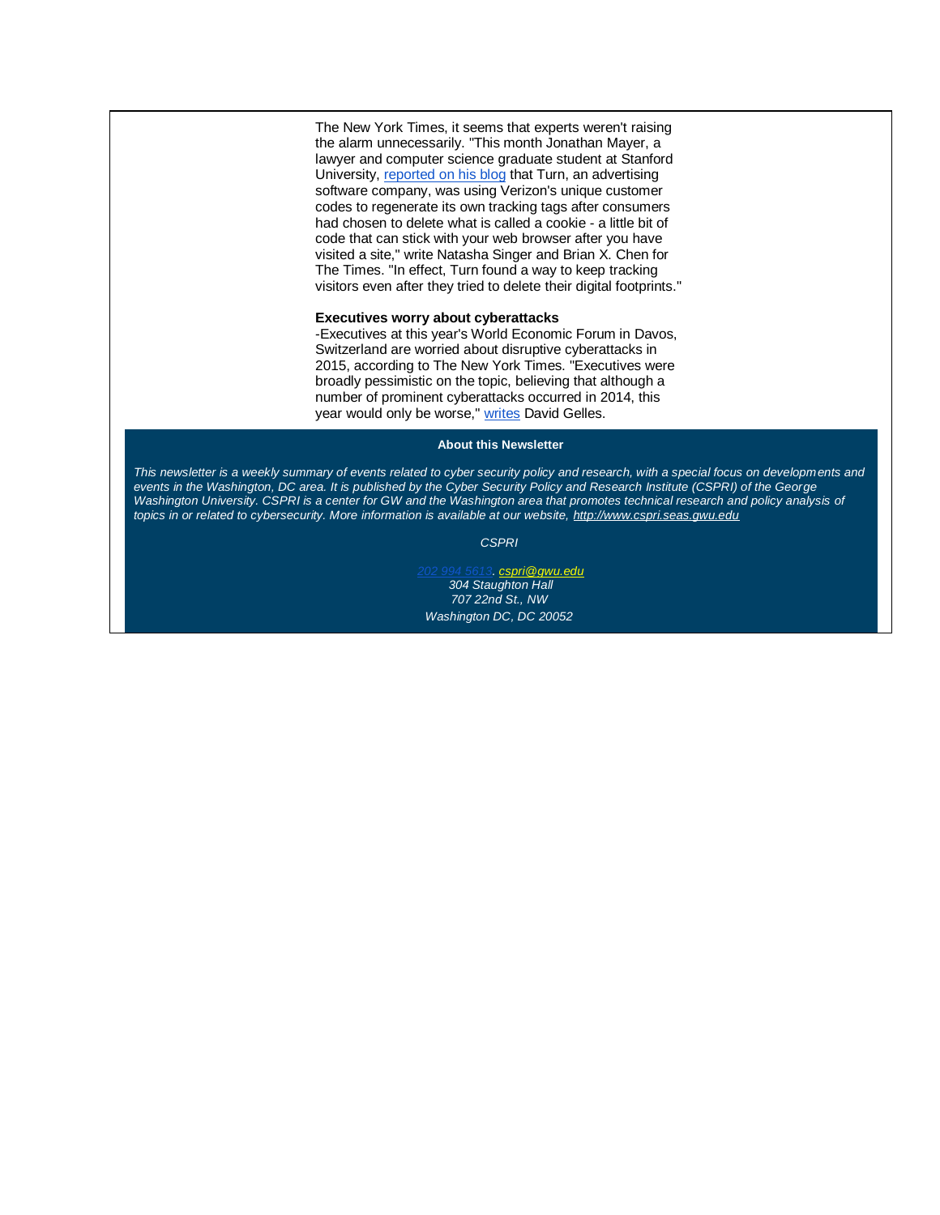The New York Times, it seems that experts weren't raising the alarm unnecessarily. "This month Jonathan Mayer, a lawyer and computer science graduate student at Stanford University, reported on his blog that Turn, an advertising software company, was using Verizon's unique customer codes to regenerate its own tracking tags after consumers had chosen to delete what is called a cookie - a little bit of code that can stick with your web browser after you have visited a site," write Natasha Singer and Brian X. Chen for The Times. "In effect, Turn found a way to keep tracking visitors even after they tried to delete their digital footprints."

**Executives worry about cyberattacks**

-Executives at this year's World Economic Forum in Davos, Switzerland are worried about disruptive cyberattacks in 2015, according to The New York Times. "Executives were broadly pessimistic on the topic, believing that although a number of prominent cyberattacks occurred in 2014, this year would only be worse," writes David Gelles.

**About this Newsletter**

*This newsletter is a weekly summary of events related to cyber security policy and research, with a special focus on developments and events in the Washington, DC area. It is published by the Cyber Security Policy and Research Institute (CSPRI) of the George Washington University. CSPRI is a center for GW and the Washington area that promotes technical research and policy analysis of topics in or related to cybersecurity. More information is available at our website, http://www.cspri.seas.gwu.edu*

*CSPRI*

*202 994 5613, cspri@gwu.edu*
*304 Staughton Hall*
*707 22nd St., NW*
*Washington DC, DC 20052*